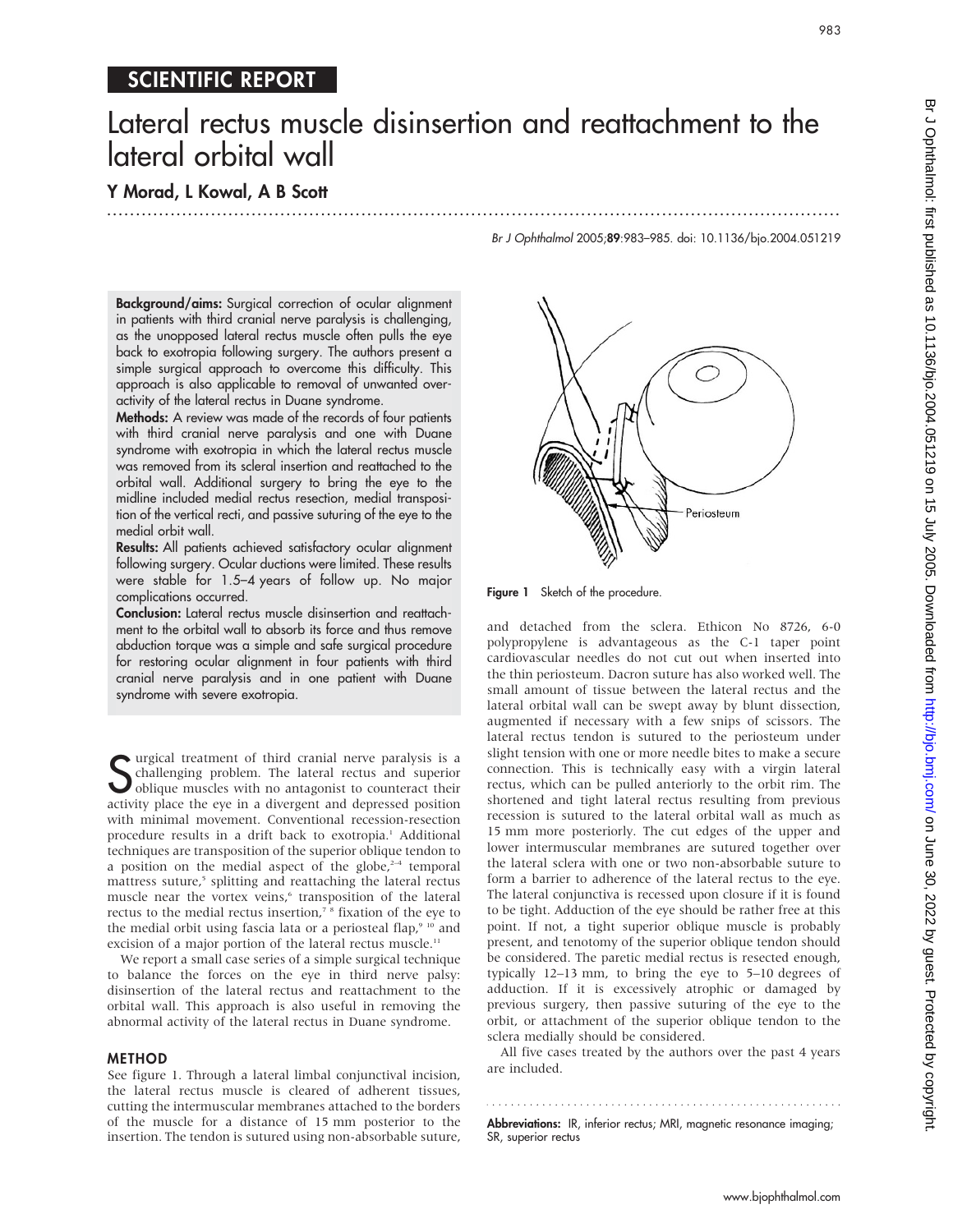SCIENTIFIC REPORT

# Lateral rectus muscle disinsertion and reattachment to the lateral orbital wall

**Y Morad, L Kowal, A B Scott**

*Br J Ophthalmol* 2005;**89**:983–985. doi: 10.1136/bjo.2004.051219

**Background/aims:** Surgical correction of ocular alignment in patients with third cranial nerve paralysis is challenging, as the unopposed lateral rectus muscle often pulls the eye back to exotropia following surgery. The authors present a simple surgical approach to overcome this difficulty. This approach is also applicable to removal of unwanted overactivity of the lateral rectus in Duane syndrome.

**Methods:** A review was made of the records of four patients with third cranial nerve paralysis and one with Duane syndrome with exotropia in which the lateral rectus muscle was removed from its scleral insertion and reattached to the orbital wall. Additional surgery to bring the eye to the midline included medial rectus resection, medial transposition of the vertical recti, and passive suturing of the eye to the medial orbit wall.

**Results:** All patients achieved satisfactory ocular alignment following surgery. Ocular ductions were limited. These results were stable for 1.5–4 years of follow up. No major complications occurred.

**Conclusion:** Lateral rectus muscle disinsertion and reattachment to the orbital wall to absorb its force and thus remove abduction torque was a simple and safe surgical procedure for restoring ocular alignment in four patients with third cranial nerve paralysis and in one patient with Duane syndrome with severe exotropia.

Surgical treatment of third cranial nerve paralysis is a challenging problem. The lateral rectus and superior oblique muscles with no antagonist to counteract their activity place the eye in a divergent and depressed position with minimal movement. Conventional recession-resection procedure results in a drift back to exotropia.[1] Additional techniques are transposition of the superior oblique tendon to a position on the medial aspect of the globe,[2–4] temporal mattress suture,[5] splitting and reattaching the lateral rectus muscle near the vortex veins,[6] transposition of the lateral rectus to the medial rectus insertion,[7,8] fixation of the eye to the medial orbit using fascia lata or a periosteal flap,[9,10] and excision of a major portion of the lateral rectus muscle.[11]

We report a small case series of a simple surgical technique to balance the forces on the eye in third nerve palsy: disinsertion of the lateral rectus and reattachment to the orbital wall. This approach is also useful in removing the abnormal activity of the lateral rectus in Duane syndrome.

## METHOD

See figure 1. Through a lateral limbal conjunctival incision, the lateral rectus muscle is cleared of adherent tissues, cutting the intermuscular membranes attached to the borders of the muscle for a distance of 15 mm posterior to the insertion. The tendon is sutured using non-absorbable suture, and detached from the sclera. Ethicon No 8726, 6-0 polypropylene is advantageous as the C-1 taper point cardiovascular needles do not cut out when inserted into the thin periosteum. Dacron suture has also worked well. The small amount of tissue between the lateral rectus and the lateral orbital wall can be swept away by blunt dissection, augmented if necessary with a few snips of scissors. The lateral rectus tendon is sutured to the periosteum under slight tension with one or more needle bites to make a secure connection. This is technically easy with a virgin lateral rectus, which can be pulled anteriorly to the orbit rim. The shortened and tight lateral rectus resulting from previous recession is sutured to the lateral orbital wall as much as 15 mm more posteriorly. The cut edges of the upper and lower intermuscular membranes are sutured together over the lateral sclera with one or two non-absorbable suture to form a barrier to adherence of the lateral rectus to the eye. The lateral conjunctiva is recessed upon closure if it is found to be tight. Adduction of the eye should be rather free at this point. If not, a tight superior oblique muscle is probably present, and tenotomy of the superior oblique tendon should be considered. The paretic medial rectus is resected enough, typically 12–13 mm, to bring the eye to 5–10 degrees of adduction. If it is excessively atrophic or damaged by previous surgery, then passive suturing of the eye to the orbit, or attachment of the superior oblique tendon to the sclera medially should be considered.

All five cases treated by the authors over the past 4 years are included.

Figure 1 Sketch of the procedure.

**Abbreviations:** IR, inferior rectus; MRI, magnetic resonance imaging; SR, superior rectus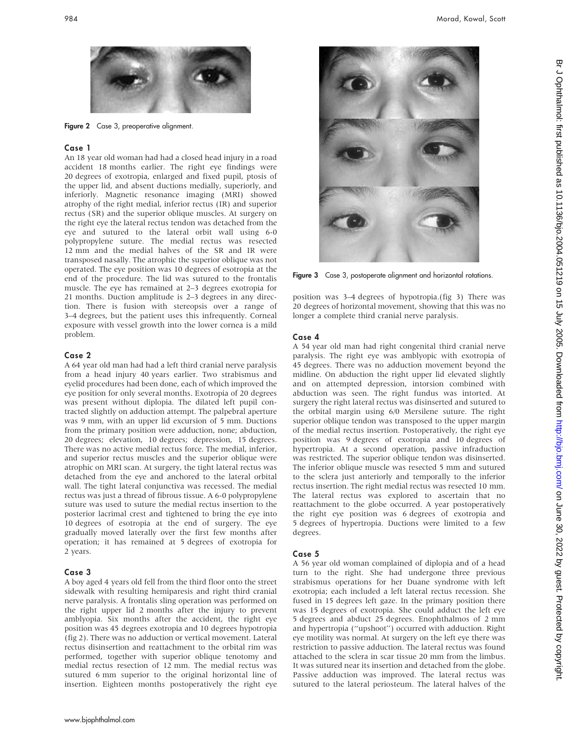Figure 2 Case 3, preoperative alignment.

### Case 1

An 18 year old woman had had a closed head injury in a road accident 18 months earlier. The right eye findings were 20 degrees of exotropia, enlarged and fixed pupil, ptosis of the upper lid, and absent ductions medially, superiorly, and inferiorly. Magnetic resonance imaging (MRI) showed atrophy of the right medial, inferior rectus (IR) and superior rectus (SR) and the superior oblique muscles. At surgery on the right eye the lateral rectus tendon was detached from the eye and sutured to the lateral orbit wall using 6-0 polypropylene suture. The medial rectus was resected 12 mm and the medial halves of the SR and IR were transposed nasally. The atrophic the superior oblique was not operated. The eye position was 10 degrees of esotropia at the end of the procedure. The lid was sutured to the frontalis muscle. The eye has remained at 2–3 degrees exotropia for 21 months. Duction amplitude is 2–3 degrees in any direction. There is fusion with stereopsis over a range of 3–4 degrees, but the patient uses this infrequently. Corneal exposure with vessel growth into the lower cornea is a mild problem.

### Case 2

A 64 year old man had had a left third cranial nerve paralysis from a head injury 40 years earlier. Two strabismus and eyelid procedures had been done, each of which improved the eye position for only several months. Exotropia of 20 degrees was present without diplopia. The dilated left pupil contracted slightly on adduction attempt. The palpebral aperture was 9 mm, with an upper lid excursion of 5 mm. Ductions from the primary position were adduction, none; abduction, 20 degrees; elevation, 10 degrees; depression, 15 degrees. There was no active medial rectus force. The medial, inferior, and superior rectus muscles and the superior oblique were atrophic on MRI scan. At surgery, the tight lateral rectus was detached from the eye and anchored to the lateral orbital wall. The tight lateral conjunctiva was recessed. The medial rectus was just a thread of fibrous tissue. A 6-0 polypropylene suture was used to suture the medial rectus insertion to the posterior lacrimal crest and tightened to bring the eye into 10 degrees of esotropia at the end of surgery. The eye gradually moved laterally over the first few months after operation; it has remained at 5 degrees of exotropia for 2 years.

### Case 3

A boy aged 4 years old fell from the third floor onto the street sidewalk with resulting hemiparesis and right third cranial nerve paralysis. A frontalis sling operation was performed on the right upper lid 2 months after the injury to prevent amblyopia. Six months after the accident, the right eye position was 45 degrees exotropia and 10 degrees hypotropia (fig 2). There was no adduction or vertical movement. Lateral rectus disinsertion and reattachment to the orbital rim was performed, together with superior oblique tenotomy and medial rectus resection of 12 mm. The medial rectus was sutured 6 mm superior to the original horizontal line of insertion. Eighteen months postoperatively the right eye position was 3–4 degrees of hypotropia.(fig 3) There was 20 degrees of horizontal movement, showing that this was no longer a complete third cranial nerve paralysis.

Figure 3 Case 3, postoperate alignment and horizontal rotations.

### Case 4

A 54 year old man had right congenital third cranial nerve paralysis. The right eye was amblyopic with exotropia of 45 degrees. There was no adduction movement beyond the midline. On abduction the right upper lid elevated slightly and on attempted depression, intorsion combined with abduction was seen. The right fundus was intorted. At surgery the right lateral rectus was disinserted and sutured to the orbital margin using 6/0 Mersilene suture. The right superior oblique tendon was transposed to the upper margin of the medial rectus insertion. Postoperatively, the right eye position was 9 degrees of exotropia and 10 degrees of hypertropia. At a second operation, passive infraduction was restricted. The superior oblique tendon was disinserted. The inferior oblique muscle was resected 5 mm and sutured to the sclera just anteriorly and temporally to the inferior rectus insertion. The right medial rectus was resected 10 mm. The lateral rectus was explored to ascertain that no reattachment to the globe occurred. A year postoperatively the right eye position was 6 degrees of exotropia and 5 degrees of hypertropia. Ductions were limited to a few degrees.

### Case 5

A 56 year old woman complained of diplopia and of a head turn to the right. She had undergone three previous strabismus operations for her Duane syndrome with left exotropia; each included a left lateral rectus recession. She fused in 15 degrees left gaze. In the primary position there was 15 degrees of exotropia. She could adduct the left eye 5 degrees and abduct 25 degrees. Enophthalmos of 2 mm and hypertropia ("upshoot") occurred with adduction. Right eye motility was normal. At surgery on the left eye there was restriction to passive adduction. The lateral rectus was found attached to the sclera in scar tissue 20 mm from the limbus. It was sutured near its insertion and detached from the globe. Passive adduction was improved. The lateral rectus was sutured to the lateral periosteum. The lateral halves of the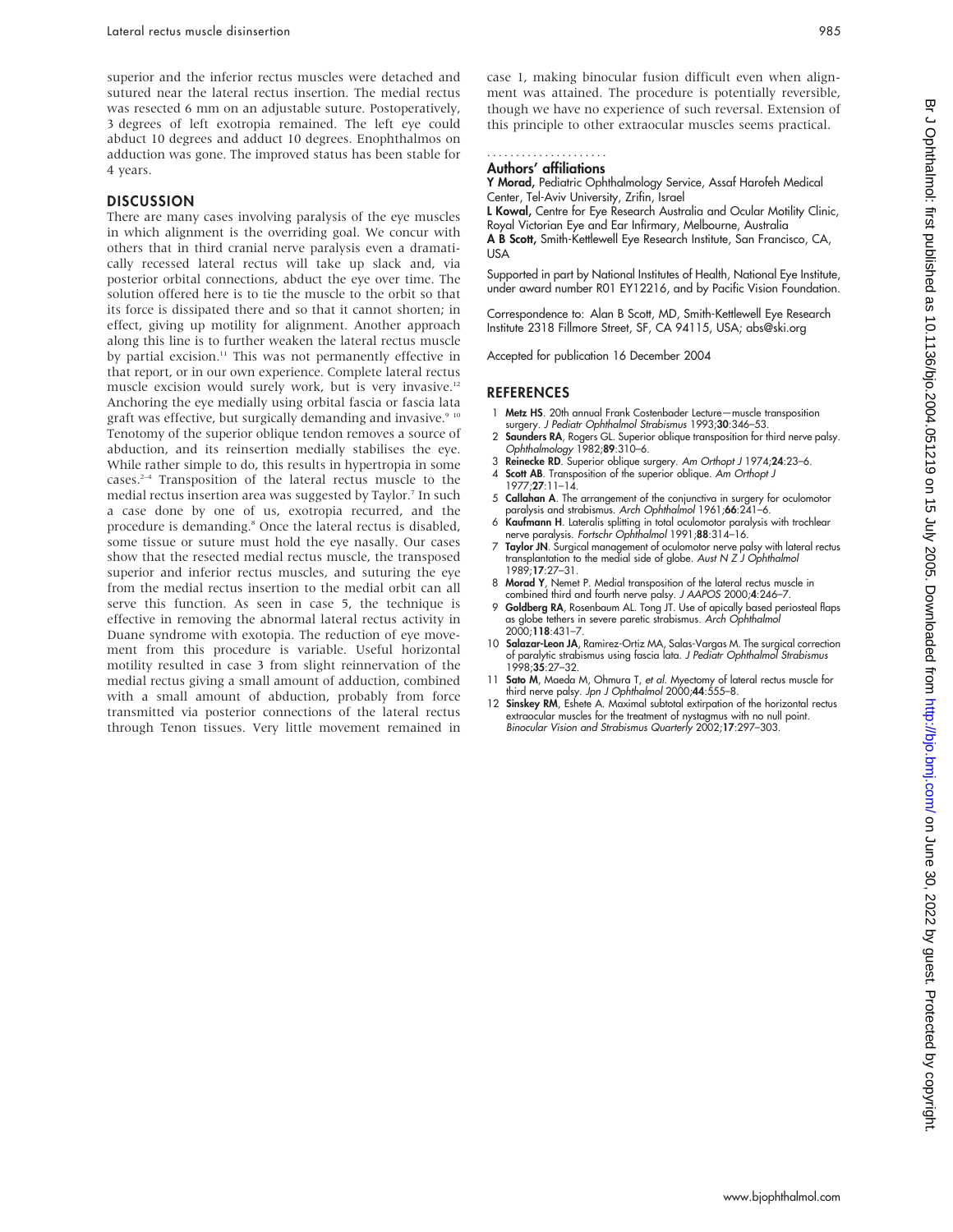superior and the inferior rectus muscles were detached and sutured near the lateral rectus insertion. The medial rectus was resected 6 mm on an adjustable suture. Postoperatively, 3 degrees of left exotropia remained. The left eye could abduct 10 degrees and adduct 10 degrees. Enophthalmos on adduction was gone. The improved status has been stable for 4 years.

## DISCUSSION

There are many cases involving paralysis of the eye muscles in which alignment is the overriding goal. We concur with others that in third cranial nerve paralysis even a dramatically recessed lateral rectus will take up slack and, via posterior orbital connections, abduct the eye over time. The solution offered here is to tie the muscle to the orbit so that its force is dissipated there and so that it cannot shorten; in effect, giving up motility for alignment. Another approach along this line is to further weaken the lateral rectus muscle by partial excision.[11] This was not permanently effective in that report, or in our own experience. Complete lateral rectus muscle excision would surely work, but is very invasive.[12] Anchoring the eye medially using orbital fascia or fascia lata graft was effective, but surgically demanding and invasive.[9,10] Tenotomy of the superior oblique tendon removes a source of abduction, and its reinsertion medially stabilises the eye. While rather simple to do, this results in hypertropia in some cases.[2–4] Transposition of the lateral rectus muscle to the medial rectus insertion area was suggested by Taylor.[7] In such a case done by one of us, exotropia recurred, and the procedure is demanding.[8] Once the lateral rectus is disabled, some tissue or suture must hold the eye nasally. Our cases show that the resected medial rectus muscle, the transposed superior and inferior rectus muscles, and suturing the eye from the medial rectus insertion to the medial orbit can all serve this function. As seen in case 5, the technique is effective in removing the abnormal lateral rectus activity in Duane syndrome with exotopia. The reduction of eye movement from this procedure is variable. Useful horizontal motility resulted in case 3 from slight reinnervation of the medial rectus giving a small amount of adduction, combined with a small amount of abduction, probably from force transmitted via posterior connections of the lateral rectus through Tenon tissues. Very little movement remained in case 1, making binocular fusion difficult even when alignment was attained. The procedure is potentially reversible, though we have no experience of such reversal. Extension of this principle to other extraocular muscles seems practical.

### Authors' affiliations

**Y Morad,** Pediatric Ophthalmology Service, Assaf Harofeh Medical Center, Tel-Aviv University, Zrifin, Israel
**L Kowal,** Centre for Eye Research Australia and Ocular Motility Clinic, Royal Victorian Eye and Ear Infirmary, Melbourne, Australia
**A B Scott,** Smith-Kettlewell Eye Research Institute, San Francisco, CA, USA

Supported in part by National Institutes of Health, National Eye Institute, under award number R01 EY12216, and by Pacific Vision Foundation.

Correspondence to: Alan B Scott, MD, Smith-Kettlewell Eye Research Institute 2318 Fillmore Street, SF, CA 94115, USA; abs@ski.org

Accepted for publication 16 December 2004

## REFERENCES

1. **Metz HS**. 20th annual Frank Costenbader Lecture—muscle transposition surgery. *J Pediatr Ophthalmol Strabismus* 1993;**30**:346–53.
2. **Saunders RA**, Rogers GL. Superior oblique transposition for third nerve palsy. *Ophthalmology* 1982;**89**:310–6.
3. **Reinecke RD**. Superior oblique surgery. *Am Orthopt J* 1974;**24**:23–6.
4. **Scott AB**. Transposition of the superior oblique. *Am Orthopt J* 1977;**27**:11–14.
5. **Callahan A**. The arrangement of the conjunctiva in surgery for oculomotor paralysis and strabismus. *Arch Ophthalmol* 1961;**66**:241–6.
6. **Kaufmann H**. Lateralis splitting in total oculomotor paralysis with trochlear nerve paralysis. *Fortschr Ophthalmol* 1991;**88**:314–16.
7. **Taylor JN**. Surgical management of oculomotor nerve palsy with lateral rectus transplantation to the medial side of globe. *Aust N Z J Ophthalmol* 1989;**17**:27–31.
8. **Morad Y**, Nemet P. Medial transposition of the lateral rectus muscle in combined third and fourth nerve palsy. *J AAPOS* 2000;**4**:246–7.
9. **Goldberg RA**, Rosenbaum AL. Tong JT. Use of apically based periosteal flaps as globe tethers in severe paretic strabismus. *Arch Ophthalmol* 2000;**118**:431–7.
10. **Salazar-Leon JA**, Ramirez-Ortiz MA, Salas-Vargas M. The surgical correction of paralytic strabismus using fascia lata. *J Pediatr Ophthalmol Strabismus* 1998;**35**:27–32.
11. **Sato M**, Maeda M, Ohmura T, *et al*. Myectomy of lateral rectus muscle for third nerve palsy. *Jpn J Ophthalmol* 2000;**44**:555–8.
12. **Sinskey RM**, Eshete A. Maximal subtotal extirpation of the horizontal rectus extraocular muscles for the treatment of nystagmus with no null point. *Binocular Vision and Strabismus Quarterly* 2002;**17**:297–303.